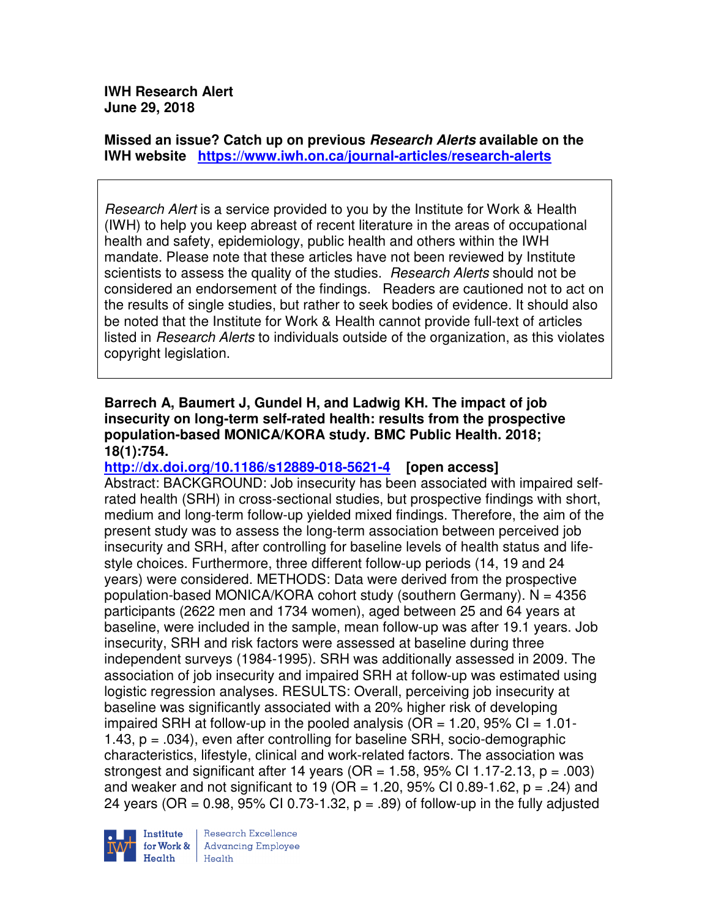**IWH Research Alert**
**June 29, 2018**

**Missed an issue? Catch up on previous *Research Alerts* available on the IWH website** **https://www.iwh.on.ca/journal-articles/research-alerts**

*Research Alert* is a service provided to you by the Institute for Work & Health (IWH) to help you keep abreast of recent literature in the areas of occupational health and safety, epidemiology, public health and others within the IWH mandate. Please note that these articles have not been reviewed by Institute scientists to assess the quality of the studies. *Research Alerts* should not be considered an endorsement of the findings. Readers are cautioned not to act on the results of single studies, but rather to seek bodies of evidence. It should also be noted that the Institute for Work & Health cannot provide full-text of articles listed in *Research Alerts* to individuals outside of the organization, as this violates copyright legislation.

**Barrech A, Baumert J, Gundel H, and Ladwig KH. The impact of job insecurity on long-term self-rated health: results from the prospective population-based MONICA/KORA study. BMC Public Health. 2018; 18(1):754.**
**http://dx.doi.org/10.1186/s12889-018-5621-4** **[open access]**

Abstract: BACKGROUND: Job insecurity has been associated with impaired self-rated health (SRH) in cross-sectional studies, but prospective findings with short, medium and long-term follow-up yielded mixed findings. Therefore, the aim of the present study was to assess the long-term association between perceived job insecurity and SRH, after controlling for baseline levels of health status and life-style choices. Furthermore, three different follow-up periods (14, 19 and 24 years) were considered. METHODS: Data were derived from the prospective population-based MONICA/KORA cohort study (southern Germany). N = 4356 participants (2622 men and 1734 women), aged between 25 and 64 years at baseline, were included in the sample, mean follow-up was after 19.1 years. Job insecurity, SRH and risk factors were assessed at baseline during three independent surveys (1984-1995). SRH was additionally assessed in 2009. The association of job insecurity and impaired SRH at follow-up was estimated using logistic regression analyses. RESULTS: Overall, perceiving job insecurity at baseline was significantly associated with a 20% higher risk of developing impaired SRH at follow-up in the pooled analysis (OR = 1.20, 95% CI = 1.01-1.43, $p = .034$), even after controlling for baseline SRH, socio-demographic characteristics, lifestyle, clinical and work-related factors. The association was strongest and significant after 14 years (OR = 1.58, 95% CI 1.17-2.13, $p = .003$) and weaker and not significant to 19 (OR = 1.20, 95% CI 0.89-1.62, $p = .24$) and 24 years (OR = 0.98, 95% CI 0.73-1.32, $p = .89$) of follow-up in the fully adjusted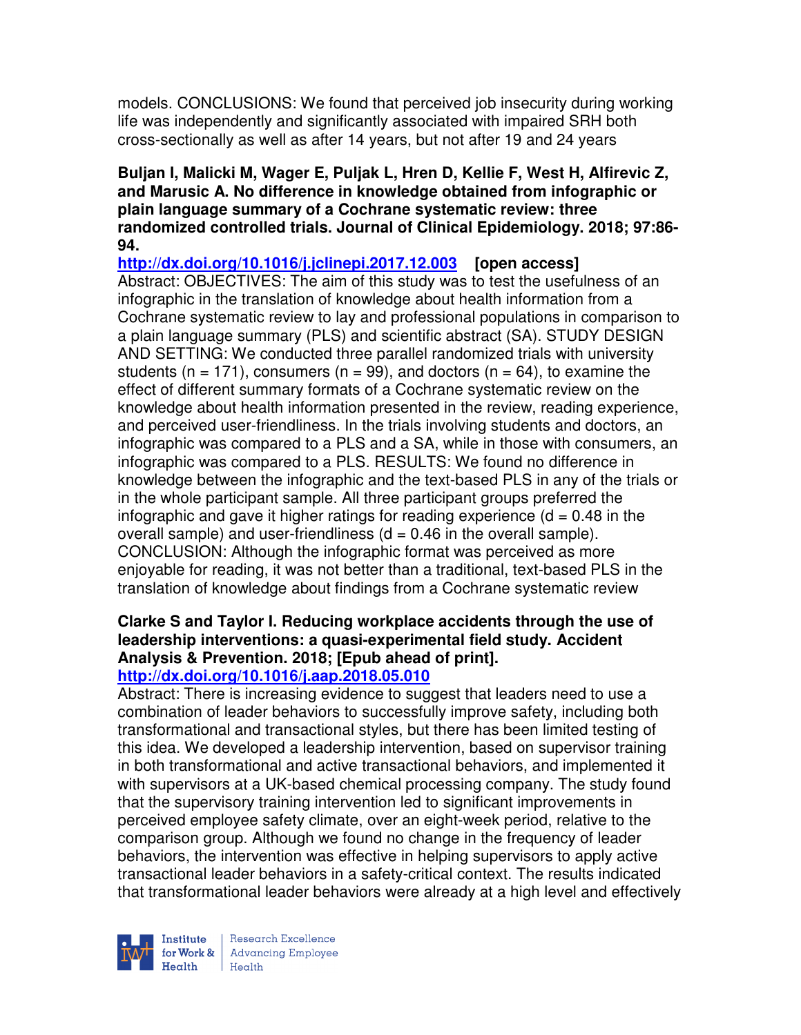models. CONCLUSIONS: We found that perceived job insecurity during working life was independently and significantly associated with impaired SRH both cross-sectionally as well as after 14 years, but not after 19 and 24 years

**Buljan I, Malicki M, Wager E, Puljak L, Hren D, Kellie F, West H, Alfirevic Z, and Marusic A. No difference in knowledge obtained from infographic or plain language summary of a Cochrane systematic review: three randomized controlled trials. Journal of Clinical Epidemiology. 2018; 97:86-94.**

**http://dx.doi.org/10.1016/j.jclinepi.2017.12.003** **[open access]**

Abstract: OBJECTIVES: The aim of this study was to test the usefulness of an infographic in the translation of knowledge about health information from a Cochrane systematic review to lay and professional populations in comparison to a plain language summary (PLS) and scientific abstract (SA). STUDY DESIGN AND SETTING: We conducted three parallel randomized trials with university students (n = 171), consumers (n = 99), and doctors (n = 64), to examine the effect of different summary formats of a Cochrane systematic review on the knowledge about health information presented in the review, reading experience, and perceived user-friendliness. In the trials involving students and doctors, an infographic was compared to a PLS and a SA, while in those with consumers, an infographic was compared to a PLS. RESULTS: We found no difference in knowledge between the infographic and the text-based PLS in any of the trials or in the whole participant sample. All three participant groups preferred the infographic and gave it higher ratings for reading experience (d = 0.48 in the overall sample) and user-friendliness (d = 0.46 in the overall sample). CONCLUSION: Although the infographic format was perceived as more enjoyable for reading, it was not better than a traditional, text-based PLS in the translation of knowledge about findings from a Cochrane systematic review

**Clarke S and Taylor I. Reducing workplace accidents through the use of leadership interventions: a quasi-experimental field study. Accident Analysis & Prevention. 2018; [Epub ahead of print].**

**http://dx.doi.org/10.1016/j.aap.2018.05.010**

Abstract: There is increasing evidence to suggest that leaders need to use a combination of leader behaviors to successfully improve safety, including both transformational and transactional styles, but there has been limited testing of this idea. We developed a leadership intervention, based on supervisor training in both transformational and active transactional behaviors, and implemented it with supervisors at a UK-based chemical processing company. The study found that the supervisory training intervention led to significant improvements in perceived employee safety climate, over an eight-week period, relative to the comparison group. Although we found no change in the frequency of leader behaviors, the intervention was effective in helping supervisors to apply active transactional leader behaviors in a safety-critical context. The results indicated that transformational leader behaviors were already at a high level and effectively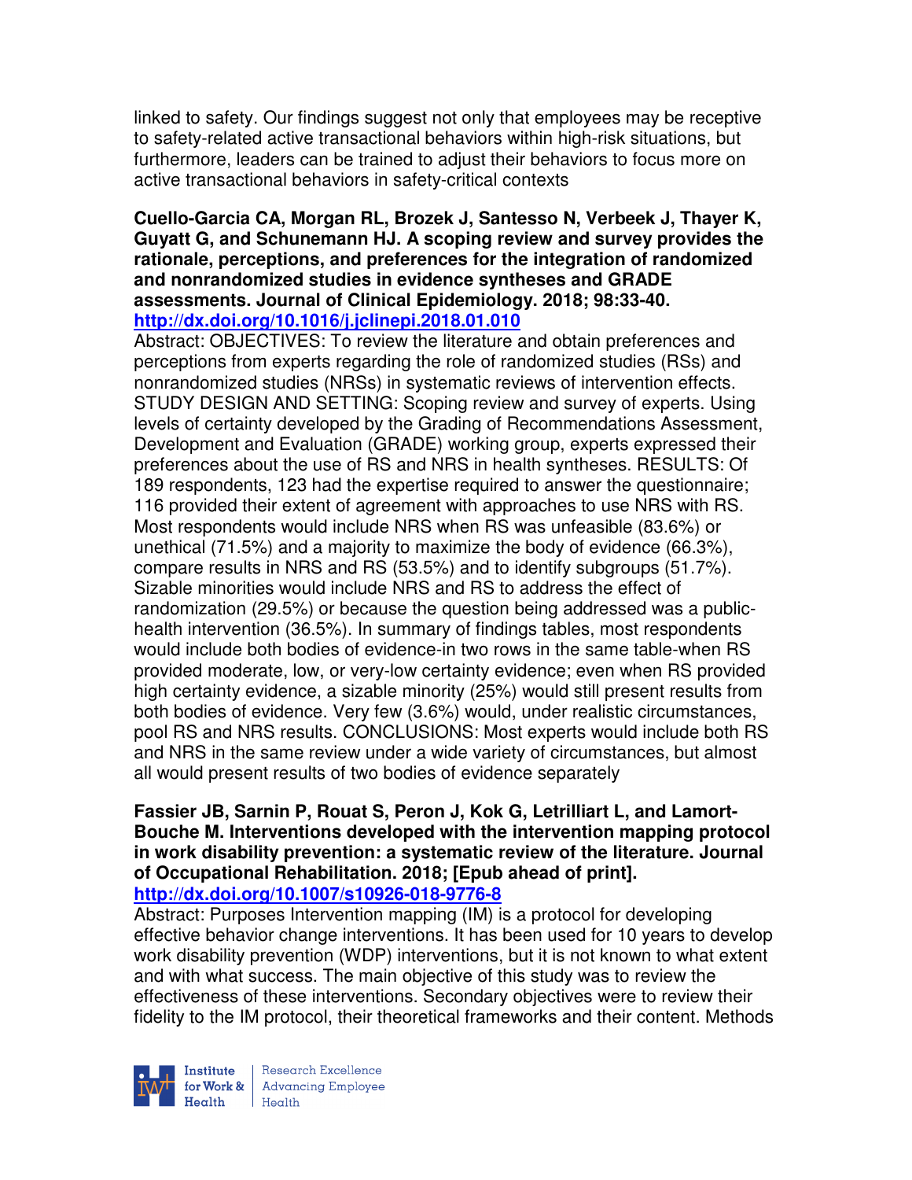linked to safety. Our findings suggest not only that employees may be receptive to safety-related active transactional behaviors within high-risk situations, but furthermore, leaders can be trained to adjust their behaviors to focus more on active transactional behaviors in safety-critical contexts

**Cuello-Garcia CA, Morgan RL, Brozek J, Santesso N, Verbeek J, Thayer K, Guyatt G, and Schunemann HJ. A scoping review and survey provides the rationale, perceptions, and preferences for the integration of randomized and nonrandomized studies in evidence syntheses and GRADE assessments. Journal of Clinical Epidemiology. 2018; 98:33-40.**
**http://dx.doi.org/10.1016/j.jclinepi.2018.01.010**

Abstract: OBJECTIVES: To review the literature and obtain preferences and perceptions from experts regarding the role of randomized studies (RSs) and nonrandomized studies (NRSs) in systematic reviews of intervention effects. STUDY DESIGN AND SETTING: Scoping review and survey of experts. Using levels of certainty developed by the Grading of Recommendations Assessment, Development and Evaluation (GRADE) working group, experts expressed their preferences about the use of RS and NRS in health syntheses. RESULTS: Of 189 respondents, 123 had the expertise required to answer the questionnaire; 116 provided their extent of agreement with approaches to use NRS with RS. Most respondents would include NRS when RS was unfeasible (83.6%) or unethical (71.5%) and a majority to maximize the body of evidence (66.3%), compare results in NRS and RS (53.5%) and to identify subgroups (51.7%). Sizable minorities would include NRS and RS to address the effect of randomization (29.5%) or because the question being addressed was a public-health intervention (36.5%). In summary of findings tables, most respondents would include both bodies of evidence-in two rows in the same table-when RS provided moderate, low, or very-low certainty evidence; even when RS provided high certainty evidence, a sizable minority (25%) would still present results from both bodies of evidence. Very few (3.6%) would, under realistic circumstances, pool RS and NRS results. CONCLUSIONS: Most experts would include both RS and NRS in the same review under a wide variety of circumstances, but almost all would present results of two bodies of evidence separately

**Fassier JB, Sarnin P, Rouat S, Peron J, Kok G, Letrilliart L, and Lamort-Bouche M. Interventions developed with the intervention mapping protocol in work disability prevention: a systematic review of the literature. Journal of Occupational Rehabilitation. 2018; [Epub ahead of print].**
**http://dx.doi.org/10.1007/s10926-018-9776-8**

Abstract: Purposes Intervention mapping (IM) is a protocol for developing effective behavior change interventions. It has been used for 10 years to develop work disability prevention (WDP) interventions, but it is not known to what extent and with what success. The main objective of this study was to review the effectiveness of these interventions. Secondary objectives were to review their fidelity to the IM protocol, their theoretical frameworks and their content. Methods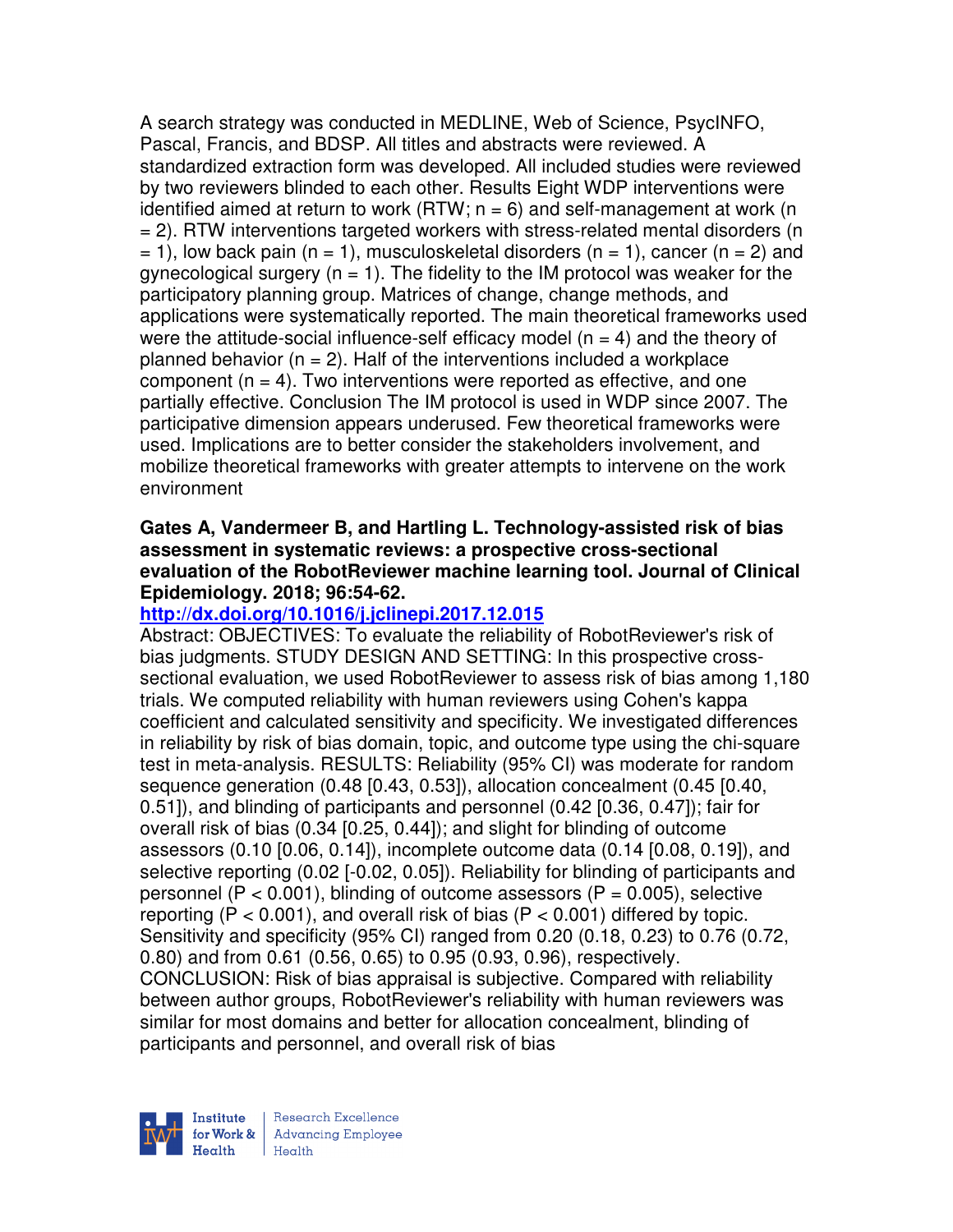A search strategy was conducted in MEDLINE, Web of Science, PsycINFO, Pascal, Francis, and BDSP. All titles and abstracts were reviewed. A standardized extraction form was developed. All included studies were reviewed by two reviewers blinded to each other. Results Eight WDP interventions were identified aimed at return to work (RTW; n = 6) and self-management at work (n = 2). RTW interventions targeted workers with stress-related mental disorders (n = 1), low back pain (n = 1), musculoskeletal disorders (n = 1), cancer (n = 2) and gynecological surgery (n = 1). The fidelity to the IM protocol was weaker for the participatory planning group. Matrices of change, change methods, and applications were systematically reported. The main theoretical frameworks used were the attitude-social influence-self efficacy model (n = 4) and the theory of planned behavior (n = 2). Half of the interventions included a workplace component (n = 4). Two interventions were reported as effective, and one partially effective. Conclusion The IM protocol is used in WDP since 2007. The participative dimension appears underused. Few theoretical frameworks were used. Implications are to better consider the stakeholders involvement, and mobilize theoretical frameworks with greater attempts to intervene on the work environment

**Gates A, Vandermeer B, and Hartling L. Technology-assisted risk of bias assessment in systematic reviews: a prospective cross-sectional evaluation of the RobotReviewer machine learning tool. Journal of Clinical Epidemiology. 2018; 96:54-62.**

**http://dx.doi.org/10.1016/j.jclinepi.2017.12.015**

Abstract: OBJECTIVES: To evaluate the reliability of RobotReviewer's risk of bias judgments. STUDY DESIGN AND SETTING: In this prospective cross-sectional evaluation, we used RobotReviewer to assess risk of bias among 1,180 trials. We computed reliability with human reviewers using Cohen's kappa coefficient and calculated sensitivity and specificity. We investigated differences in reliability by risk of bias domain, topic, and outcome type using the chi-square test in meta-analysis. RESULTS: Reliability (95% CI) was moderate for random sequence generation (0.48 [0.43, 0.53]), allocation concealment (0.45 [0.40, 0.51]), and blinding of participants and personnel (0.42 [0.36, 0.47]); fair for overall risk of bias (0.34 [0.25, 0.44]); and slight for blinding of outcome assessors (0.10 [0.06, 0.14]), incomplete outcome data (0.14 [0.08, 0.19]), and selective reporting (0.02 [-0.02, 0.05]). Reliability for blinding of participants and personnel ($P < 0.001$), blinding of outcome assessors ($P = 0.005$), selective reporting ($P < 0.001$), and overall risk of bias ($P < 0.001$) differed by topic. Sensitivity and specificity (95% CI) ranged from 0.20 (0.18, 0.23) to 0.76 (0.72, 0.80) and from 0.61 (0.56, 0.65) to 0.95 (0.93, 0.96), respectively. CONCLUSION: Risk of bias appraisal is subjective. Compared with reliability between author groups, RobotReviewer's reliability with human reviewers was similar for most domains and better for allocation concealment, blinding of participants and personnel, and overall risk of bias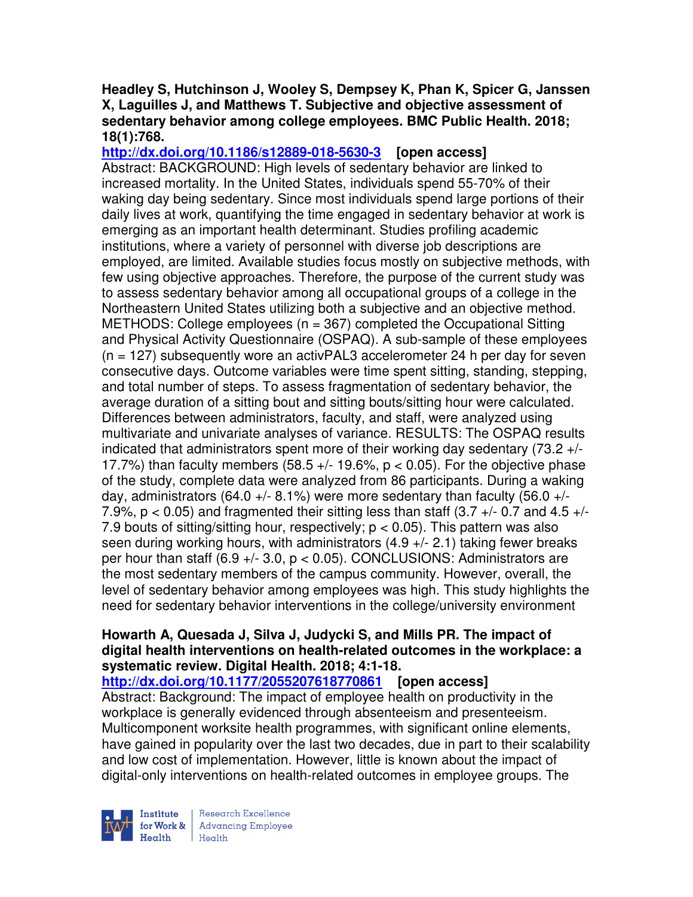**Headley S, Hutchinson J, Wooley S, Dempsey K, Phan K, Spicer G, Janssen X, Laguilles J, and Matthews T. Subjective and objective assessment of sedentary behavior among college employees. BMC Public Health. 2018; 18(1):768.**

**http://dx.doi.org/10.1186/s12889-018-5630-3 [open access]**

Abstract: BACKGROUND: High levels of sedentary behavior are linked to increased mortality. In the United States, individuals spend 55-70% of their waking day being sedentary. Since most individuals spend large portions of their daily lives at work, quantifying the time engaged in sedentary behavior at work is emerging as an important health determinant. Studies profiling academic institutions, where a variety of personnel with diverse job descriptions are employed, are limited. Available studies focus mostly on subjective methods, with few using objective approaches. Therefore, the purpose of the current study was to assess sedentary behavior among all occupational groups of a college in the Northeastern United States utilizing both a subjective and an objective method. METHODS: College employees (n = 367) completed the Occupational Sitting and Physical Activity Questionnaire (OSPAQ). A sub-sample of these employees (n = 127) subsequently wore an activPAL3 accelerometer 24 h per day for seven consecutive days. Outcome variables were time spent sitting, standing, stepping, and total number of steps. To assess fragmentation of sedentary behavior, the average duration of a sitting bout and sitting bouts/sitting hour were calculated. Differences between administrators, faculty, and staff, were analyzed using multivariate and univariate analyses of variance. RESULTS: The OSPAQ results indicated that administrators spent more of their working day sedentary (73.2 +/- 17.7%) than faculty members (58.5 +/- 19.6%, $p < 0.05$). For the objective phase of the study, complete data were analyzed from 86 participants. During a waking day, administrators (64.0 +/- 8.1%) were more sedentary than faculty (56.0 +/- 7.9%, $p < 0.05$) and fragmented their sitting less than staff (3.7 +/- 0.7 and 4.5 +/- 7.9 bouts of sitting/sitting hour, respectively; $p < 0.05$). This pattern was also seen during working hours, with administrators (4.9 +/- 2.1) taking fewer breaks per hour than staff (6.9 +/- 3.0, $p < 0.05$). CONCLUSIONS: Administrators are the most sedentary members of the campus community. However, overall, the level of sedentary behavior among employees was high. This study highlights the need for sedentary behavior interventions in the college/university environment

**Howarth A, Quesada J, Silva J, Judycki S, and Mills PR. The impact of digital health interventions on health-related outcomes in the workplace: a systematic review. Digital Health. 2018; 4:1-18.**

**http://dx.doi.org/10.1177/2055207618770861 [open access]**

Abstract: Background: The impact of employee health on productivity in the workplace is generally evidenced through absenteeism and presenteeism. Multicomponent worksite health programmes, with significant online elements, have gained in popularity over the last two decades, due in part to their scalability and low cost of implementation. However, little is known about the impact of digital-only interventions on health-related outcomes in employee groups. The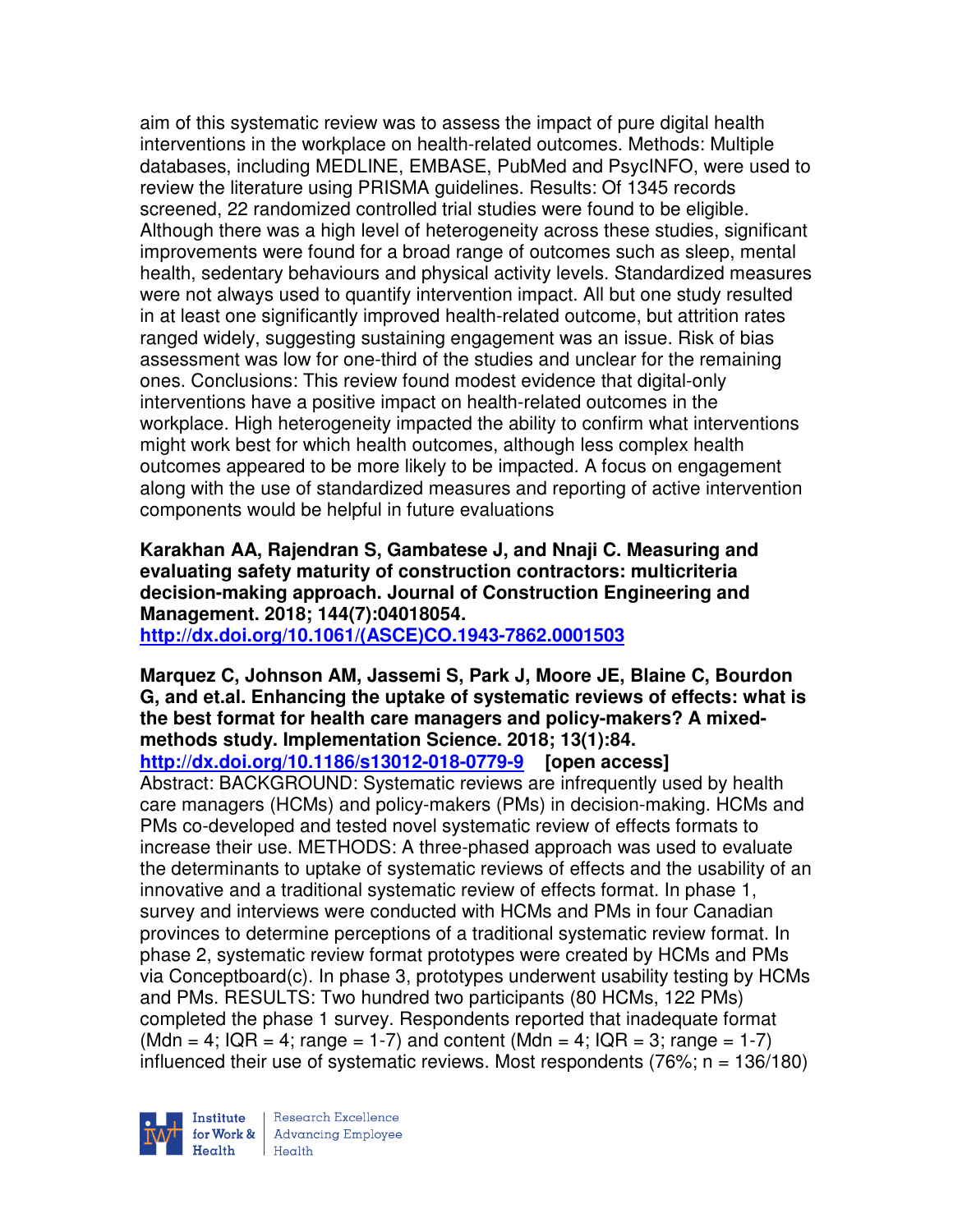aim of this systematic review was to assess the impact of pure digital health interventions in the workplace on health-related outcomes. Methods: Multiple databases, including MEDLINE, EMBASE, PubMed and PsycINFO, were used to review the literature using PRISMA guidelines. Results: Of 1345 records screened, 22 randomized controlled trial studies were found to be eligible. Although there was a high level of heterogeneity across these studies, significant improvements were found for a broad range of outcomes such as sleep, mental health, sedentary behaviours and physical activity levels. Standardized measures were not always used to quantify intervention impact. All but one study resulted in at least one significantly improved health-related outcome, but attrition rates ranged widely, suggesting sustaining engagement was an issue. Risk of bias assessment was low for one-third of the studies and unclear for the remaining ones. Conclusions: This review found modest evidence that digital-only interventions have a positive impact on health-related outcomes in the workplace. High heterogeneity impacted the ability to confirm what interventions might work best for which health outcomes, although less complex health outcomes appeared to be more likely to be impacted. A focus on engagement along with the use of standardized measures and reporting of active intervention components would be helpful in future evaluations

**Karakhan AA, Rajendran S, Gambatese J, and Nnaji C. Measuring and evaluating safety maturity of construction contractors: multicriteria decision-making approach. Journal of Construction Engineering and Management. 2018; 144(7):04018054.**
**http://dx.doi.org/10.1061/(ASCE)CO.1943-7862.0001503**

**Marquez C, Johnson AM, Jassemi S, Park J, Moore JE, Blaine C, Bourdon G, and et.al. Enhancing the uptake of systematic reviews of effects: what is the best format for health care managers and policy-makers? A mixed-methods study. Implementation Science. 2018; 13(1):84.**
**http://dx.doi.org/10.1186/s13012-018-0779-9 [open access]**
Abstract: BACKGROUND: Systematic reviews are infrequently used by health care managers (HCMs) and policy-makers (PMs) in decision-making. HCMs and PMs co-developed and tested novel systematic review of effects formats to increase their use. METHODS: A three-phased approach was used to evaluate the determinants to uptake of systematic reviews of effects and the usability of an innovative and a traditional systematic review of effects format. In phase 1, survey and interviews were conducted with HCMs and PMs in four Canadian provinces to determine perceptions of a traditional systematic review format. In phase 2, systematic review format prototypes were created by HCMs and PMs via Conceptboard(c). In phase 3, prototypes underwent usability testing by HCMs and PMs. RESULTS: Two hundred two participants (80 HCMs, 122 PMs) completed the phase 1 survey. Respondents reported that inadequate format (Mdn = 4; IQR = 4; range = 1-7) and content (Mdn = 4; IQR = 3; range = 1-7) influenced their use of systematic reviews. Most respondents (76%; n = 136/180)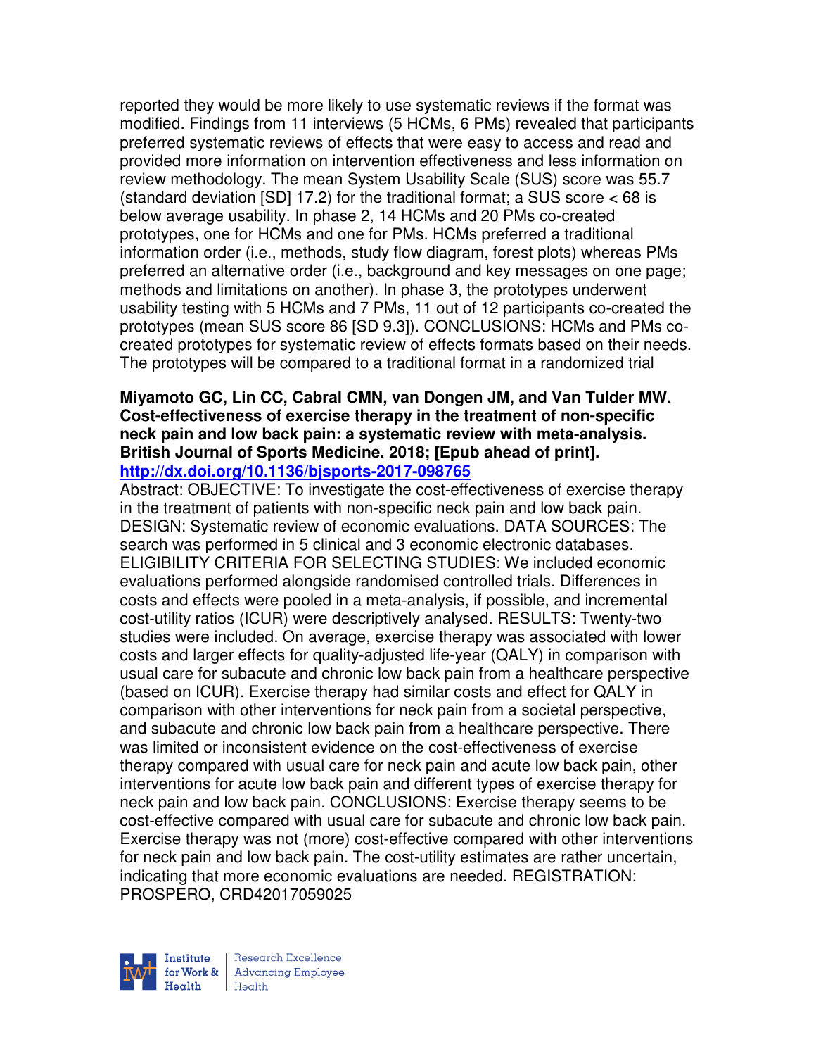reported they would be more likely to use systematic reviews if the format was modified. Findings from 11 interviews (5 HCMs, 6 PMs) revealed that participants preferred systematic reviews of effects that were easy to access and read and provided more information on intervention effectiveness and less information on review methodology. The mean System Usability Scale (SUS) score was 55.7 (standard deviation [SD] 17.2) for the traditional format; a SUS score < 68 is below average usability. In phase 2, 14 HCMs and 20 PMs co-created prototypes, one for HCMs and one for PMs. HCMs preferred a traditional information order (i.e., methods, study flow diagram, forest plots) whereas PMs preferred an alternative order (i.e., background and key messages on one page; methods and limitations on another). In phase 3, the prototypes underwent usability testing with 5 HCMs and 7 PMs, 11 out of 12 participants co-created the prototypes (mean SUS score 86 [SD 9.3]). CONCLUSIONS: HCMs and PMs co-created prototypes for systematic review of effects formats based on their needs. The prototypes will be compared to a traditional format in a randomized trial

**Miyamoto GC, Lin CC, Cabral CMN, van Dongen JM, and Van Tulder MW. Cost-effectiveness of exercise therapy in the treatment of non-specific neck pain and low back pain: a systematic review with meta-analysis. British Journal of Sports Medicine. 2018; [Epub ahead of print].**
**http://dx.doi.org/10.1136/bjsports-2017-098765**

Abstract: OBJECTIVE: To investigate the cost-effectiveness of exercise therapy in the treatment of patients with non-specific neck pain and low back pain. DESIGN: Systematic review of economic evaluations. DATA SOURCES: The search was performed in 5 clinical and 3 economic electronic databases. ELIGIBILITY CRITERIA FOR SELECTING STUDIES: We included economic evaluations performed alongside randomised controlled trials. Differences in costs and effects were pooled in a meta-analysis, if possible, and incremental cost-utility ratios (ICUR) were descriptively analysed. RESULTS: Twenty-two studies were included. On average, exercise therapy was associated with lower costs and larger effects for quality-adjusted life-year (QALY) in comparison with usual care for subacute and chronic low back pain from a healthcare perspective (based on ICUR). Exercise therapy had similar costs and effect for QALY in comparison with other interventions for neck pain from a societal perspective, and subacute and chronic low back pain from a healthcare perspective. There was limited or inconsistent evidence on the cost-effectiveness of exercise therapy compared with usual care for neck pain and acute low back pain, other interventions for acute low back pain and different types of exercise therapy for neck pain and low back pain. CONCLUSIONS: Exercise therapy seems to be cost-effective compared with usual care for subacute and chronic low back pain. Exercise therapy was not (more) cost-effective compared with other interventions for neck pain and low back pain. The cost-utility estimates are rather uncertain, indicating that more economic evaluations are needed. REGISTRATION: PROSPERO, CRD42017059025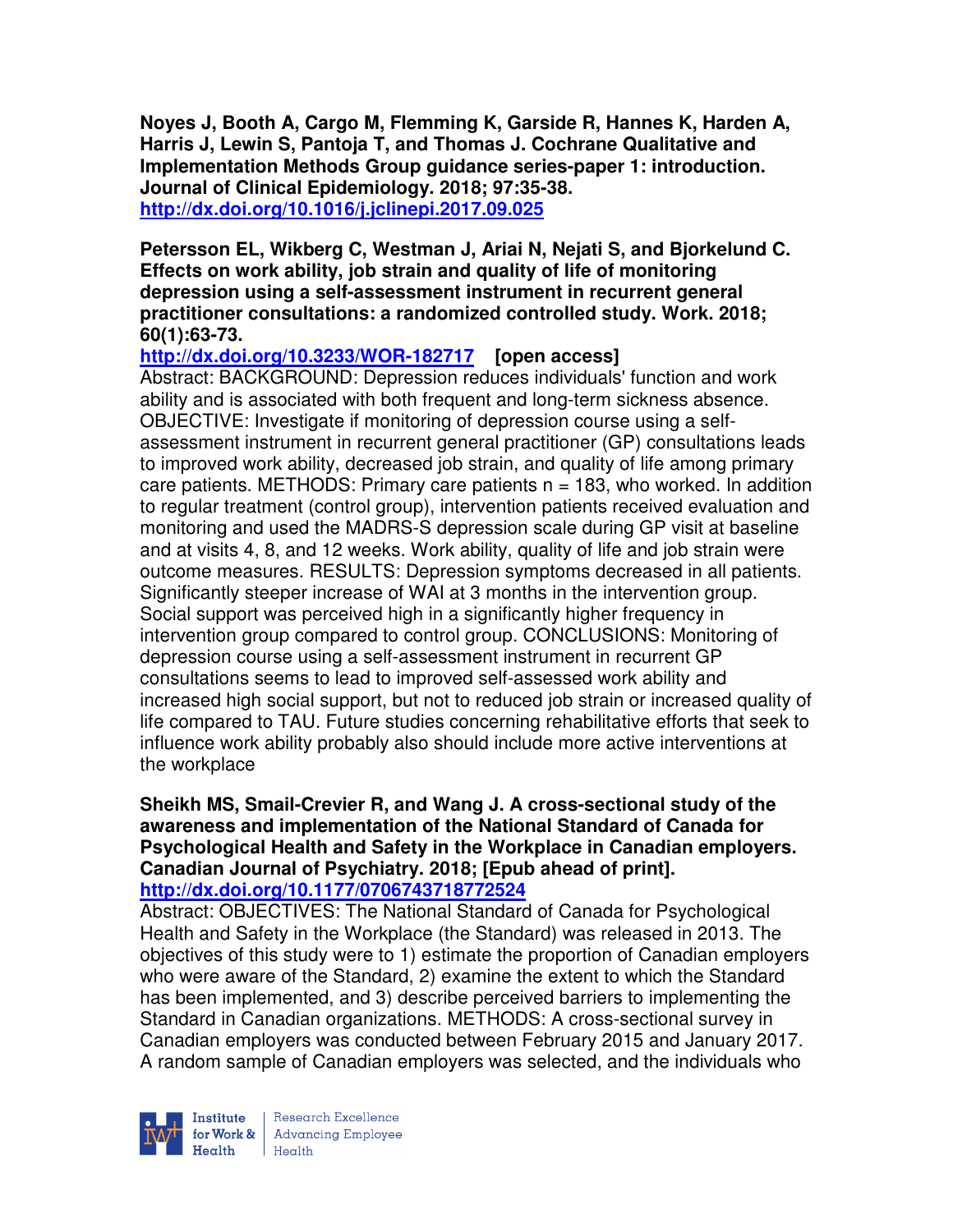**Noyes J, Booth A, Cargo M, Flemming K, Garside R, Hannes K, Harden A, Harris J, Lewin S, Pantoja T, and Thomas J. Cochrane Qualitative and Implementation Methods Group guidance series-paper 1: introduction. Journal of Clinical Epidemiology. 2018; 97:35-38.**
**http://dx.doi.org/10.1016/j.jclinepi.2017.09.025**

**Petersson EL, Wikberg C, Westman J, Ariai N, Nejati S, and Bjorkelund C. Effects on work ability, job strain and quality of life of monitoring depression using a self-assessment instrument in recurrent general practitioner consultations: a randomized controlled study. Work. 2018; 60(1):63-73.**
**http://dx.doi.org/10.3233/WOR-182717 [open access]**
Abstract: BACKGROUND: Depression reduces individuals' function and work ability and is associated with both frequent and long-term sickness absence. OBJECTIVE: Investigate if monitoring of depression course using a self-assessment instrument in recurrent general practitioner (GP) consultations leads to improved work ability, decreased job strain, and quality of life among primary care patients. METHODS: Primary care patients n = 183, who worked. In addition to regular treatment (control group), intervention patients received evaluation and monitoring and used the MADRS-S depression scale during GP visit at baseline and at visits 4, 8, and 12 weeks. Work ability, quality of life and job strain were outcome measures. RESULTS: Depression symptoms decreased in all patients. Significantly steeper increase of WAI at 3 months in the intervention group. Social support was perceived high in a significantly higher frequency in intervention group compared to control group. CONCLUSIONS: Monitoring of depression course using a self-assessment instrument in recurrent GP consultations seems to lead to improved self-assessed work ability and increased high social support, but not to reduced job strain or increased quality of life compared to TAU. Future studies concerning rehabilitative efforts that seek to influence work ability probably also should include more active interventions at the workplace

**Sheikh MS, Smail-Crevier R, and Wang J. A cross-sectional study of the awareness and implementation of the National Standard of Canada for Psychological Health and Safety in the Workplace in Canadian employers. Canadian Journal of Psychiatry. 2018; [Epub ahead of print].**
**http://dx.doi.org/10.1177/0706743718772524**
Abstract: OBJECTIVES: The National Standard of Canada for Psychological Health and Safety in the Workplace (the Standard) was released in 2013. The objectives of this study were to 1) estimate the proportion of Canadian employers who were aware of the Standard, 2) examine the extent to which the Standard has been implemented, and 3) describe perceived barriers to implementing the Standard in Canadian organizations. METHODS: A cross-sectional survey in Canadian employers was conducted between February 2015 and January 2017. A random sample of Canadian employers was selected, and the individuals who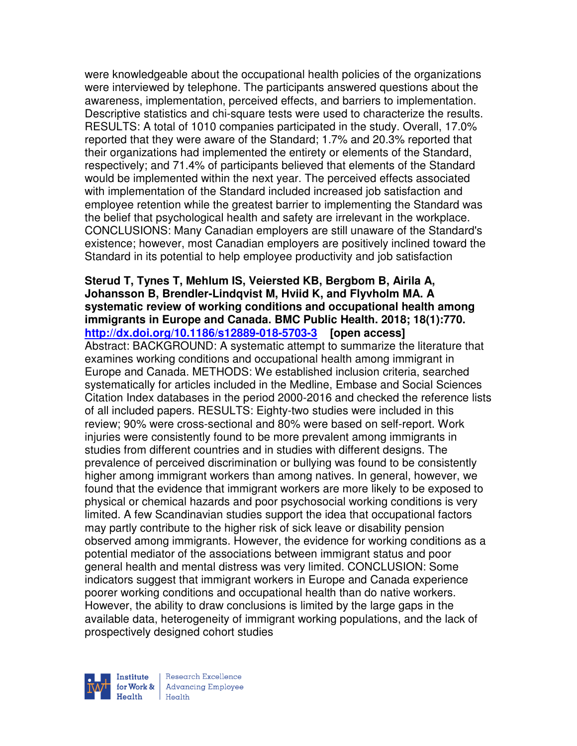were knowledgeable about the occupational health policies of the organizations were interviewed by telephone. The participants answered questions about the awareness, implementation, perceived effects, and barriers to implementation. Descriptive statistics and chi-square tests were used to characterize the results. RESULTS: A total of 1010 companies participated in the study. Overall, 17.0% reported that they were aware of the Standard; 1.7% and 20.3% reported that their organizations had implemented the entirety or elements of the Standard, respectively; and 71.4% of participants believed that elements of the Standard would be implemented within the next year. The perceived effects associated with implementation of the Standard included increased job satisfaction and employee retention while the greatest barrier to implementing the Standard was the belief that psychological health and safety are irrelevant in the workplace. CONCLUSIONS: Many Canadian employers are still unaware of the Standard's existence; however, most Canadian employers are positively inclined toward the Standard in its potential to help employee productivity and job satisfaction

**Sterud T, Tynes T, Mehlum IS, Veiersted KB, Bergbom B, Airila A, Johansson B, Brendler-Lindqvist M, Hviid K, and Flyvholm MA. A systematic review of working conditions and occupational health among immigrants in Europe and Canada. BMC Public Health. 2018; 18(1):770. http://dx.doi.org/10.1186/s12889-018-5703-3 [open access]**

Abstract: BACKGROUND: A systematic attempt to summarize the literature that examines working conditions and occupational health among immigrant in Europe and Canada. METHODS: We established inclusion criteria, searched systematically for articles included in the Medline, Embase and Social Sciences Citation Index databases in the period 2000-2016 and checked the reference lists of all included papers. RESULTS: Eighty-two studies were included in this review; 90% were cross-sectional and 80% were based on self-report. Work injuries were consistently found to be more prevalent among immigrants in studies from different countries and in studies with different designs. The prevalence of perceived discrimination or bullying was found to be consistently higher among immigrant workers than among natives. In general, however, we found that the evidence that immigrant workers are more likely to be exposed to physical or chemical hazards and poor psychosocial working conditions is very limited. A few Scandinavian studies support the idea that occupational factors may partly contribute to the higher risk of sick leave or disability pension observed among immigrants. However, the evidence for working conditions as a potential mediator of the associations between immigrant status and poor general health and mental distress was very limited. CONCLUSION: Some indicators suggest that immigrant workers in Europe and Canada experience poorer working conditions and occupational health than do native workers. However, the ability to draw conclusions is limited by the large gaps in the available data, heterogeneity of immigrant working populations, and the lack of prospectively designed cohort studies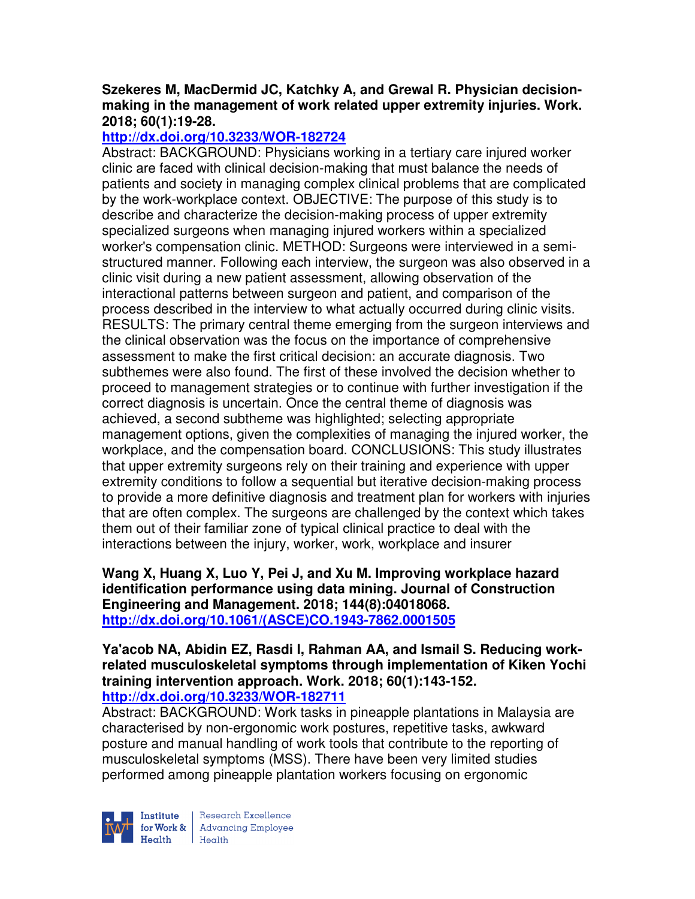**Szekeres M, MacDermid JC, Katchky A, and Grewal R. Physician decision-making in the management of work related upper extremity injuries. Work. 2018; 60(1):19-28.**

**http://dx.doi.org/10.3233/WOR-182724**

Abstract: BACKGROUND: Physicians working in a tertiary care injured worker clinic are faced with clinical decision-making that must balance the needs of patients and society in managing complex clinical problems that are complicated by the work-workplace context. OBJECTIVE: The purpose of this study is to describe and characterize the decision-making process of upper extremity specialized surgeons when managing injured workers within a specialized worker's compensation clinic. METHOD: Surgeons were interviewed in a semi-structured manner. Following each interview, the surgeon was also observed in a clinic visit during a new patient assessment, allowing observation of the interactional patterns between surgeon and patient, and comparison of the process described in the interview to what actually occurred during clinic visits. RESULTS: The primary central theme emerging from the surgeon interviews and the clinical observation was the focus on the importance of comprehensive assessment to make the first critical decision: an accurate diagnosis. Two subthemes were also found. The first of these involved the decision whether to proceed to management strategies or to continue with further investigation if the correct diagnosis is uncertain. Once the central theme of diagnosis was achieved, a second subtheme was highlighted; selecting appropriate management options, given the complexities of managing the injured worker, the workplace, and the compensation board. CONCLUSIONS: This study illustrates that upper extremity surgeons rely on their training and experience with upper extremity conditions to follow a sequential but iterative decision-making process to provide a more definitive diagnosis and treatment plan for workers with injuries that are often complex. The surgeons are challenged by the context which takes them out of their familiar zone of typical clinical practice to deal with the interactions between the injury, worker, work, workplace and insurer

**Wang X, Huang X, Luo Y, Pei J, and Xu M. Improving workplace hazard identification performance using data mining. Journal of Construction Engineering and Management. 2018; 144(8):04018068.**
**http://dx.doi.org/10.1061/(ASCE)CO.1943-7862.0001505**

**Ya'acob NA, Abidin EZ, Rasdi I, Rahman AA, and Ismail S. Reducing work-related musculoskeletal symptoms through implementation of Kiken Yochi training intervention approach. Work. 2018; 60(1):143-152.**
**http://dx.doi.org/10.3233/WOR-182711**

Abstract: BACKGROUND: Work tasks in pineapple plantations in Malaysia are characterised by non-ergonomic work postures, repetitive tasks, awkward posture and manual handling of work tools that contribute to the reporting of musculoskeletal symptoms (MSS). There have been very limited studies performed among pineapple plantation workers focusing on ergonomic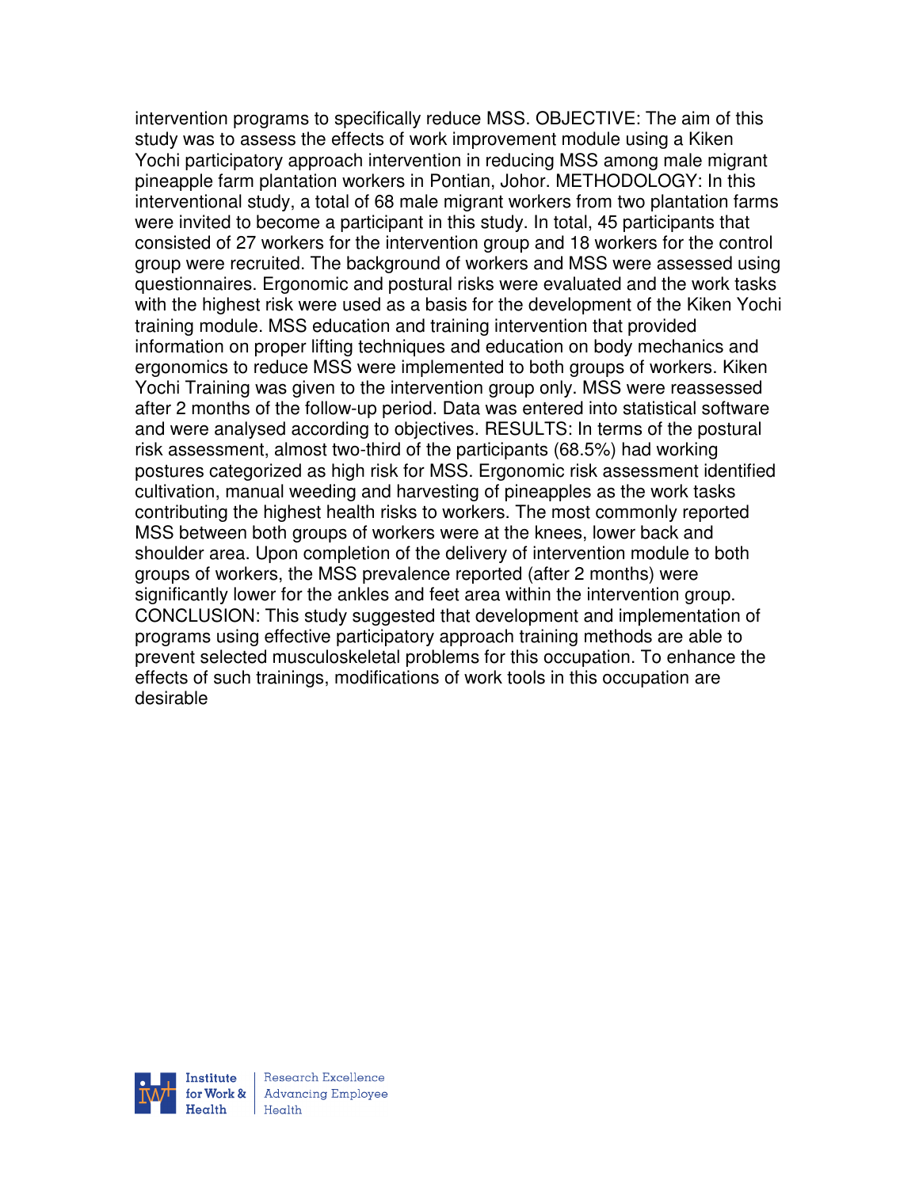intervention programs to specifically reduce MSS. OBJECTIVE: The aim of this study was to assess the effects of work improvement module using a Kiken Yochi participatory approach intervention in reducing MSS among male migrant pineapple farm plantation workers in Pontian, Johor. METHODOLOGY: In this interventional study, a total of 68 male migrant workers from two plantation farms were invited to become a participant in this study. In total, 45 participants that consisted of 27 workers for the intervention group and 18 workers for the control group were recruited. The background of workers and MSS were assessed using questionnaires. Ergonomic and postural risks were evaluated and the work tasks with the highest risk were used as a basis for the development of the Kiken Yochi training module. MSS education and training intervention that provided information on proper lifting techniques and education on body mechanics and ergonomics to reduce MSS were implemented to both groups of workers. Kiken Yochi Training was given to the intervention group only. MSS were reassessed after 2 months of the follow-up period. Data was entered into statistical software and were analysed according to objectives. RESULTS: In terms of the postural risk assessment, almost two-third of the participants (68.5%) had working postures categorized as high risk for MSS. Ergonomic risk assessment identified cultivation, manual weeding and harvesting of pineapples as the work tasks contributing the highest health risks to workers. The most commonly reported MSS between both groups of workers were at the knees, lower back and shoulder area. Upon completion of the delivery of intervention module to both groups of workers, the MSS prevalence reported (after 2 months) were significantly lower for the ankles and feet area within the intervention group. CONCLUSION: This study suggested that development and implementation of programs using effective participatory approach training methods are able to prevent selected musculoskeletal problems for this occupation. To enhance the effects of such trainings, modifications of work tools in this occupation are desirable